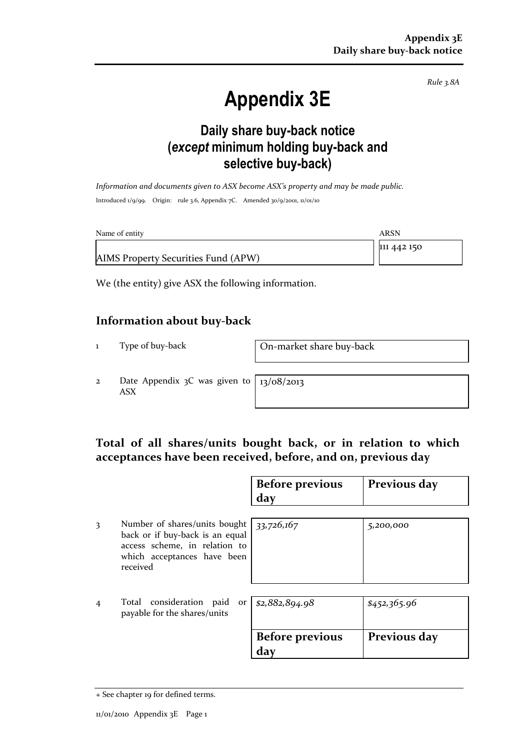*Rule 3.8A*

# Appendix 3E

## Daily share buy-back notice (*except* minimum holding buy-back and selective buy-back)

*Information and documents given to ASX become ASX's property and may be made public.*

Introduced 1/9/99. Origin: rule 3.6, Appendix 7C. Amended 30/9/2001, 11/01/10

| Name of entity | ARSN |
|---|---|
| AIMS Property Securities Fund (APW) | 111 442 150 |

We (the entity) give ASX the following information.

## Information about buy-back

| | | |
|---|---|---|
| 1 | Type of buy-back | On-market share buy-back |
| 2 | Date Appendix 3C was given to ASX | 13/08/2013 |

## Total of all shares/units bought back, or in relation to which acceptances have been received, before, and on, previous day

| | | Before previous day | Previous day |
|---|---|---|---|
| 3 | Number of shares/units bought back or if buy-back is an equal access scheme, in relation to which acceptances have been received | *33,726,167* | *5,200,000* |
| 4 | Total consideration paid or payable for the shares/units | *$2,882,894.98* | *$452,365.96* |
| | | **Before previous day** | **Previous day** |

+ See chapter 19 for defined terms.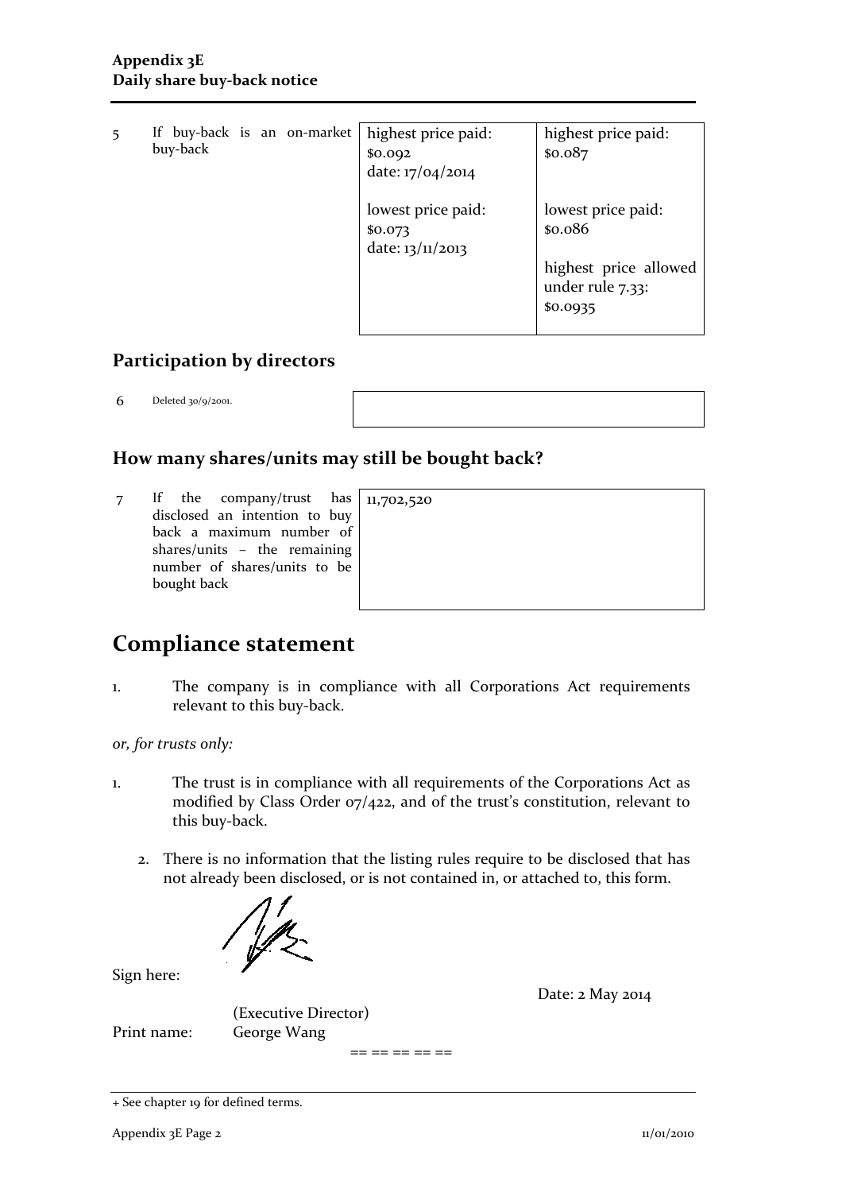| | | | |
|---|---|---|---|
| 5 | If buy-back is an on-market buy-back | highest price paid: $0.092<br>date: 17/04/2014<br><br>lowest price paid: $0.073<br>date: 13/11/2013 | highest price paid: $0.087<br><br>lowest price paid: $0.086<br><br>highest price allowed under rule 7.33: $0.0935 |

## Participation by directors

| | | |
|---|---|---|
| 6 | Deleted 30/9/2001. | |

## How many shares/units may still be bought back?

| | | |
|---|---|---|
| 7 | If the company/trust has disclosed an intention to buy back a maximum number of shares/units – the remaining number of shares/units to be bought back | 11,702,520 |

# Compliance statement

1. The company is in compliance with all Corporations Act requirements relevant to this buy-back.

*or, for trusts only:*

1. The trust is in compliance with all requirements of the Corporations Act as modified by Class Order 07/422, and of the trust's constitution, relevant to this buy-back.

2. There is no information that the listing rules require to be disclosed that has not already been disclosed, or is not contained in, or attached to, this form.

Sign here:

Date: 2 May 2014

(Executive Director)

Print name: George Wang

== == == == ==

+ See chapter 19 for defined terms.